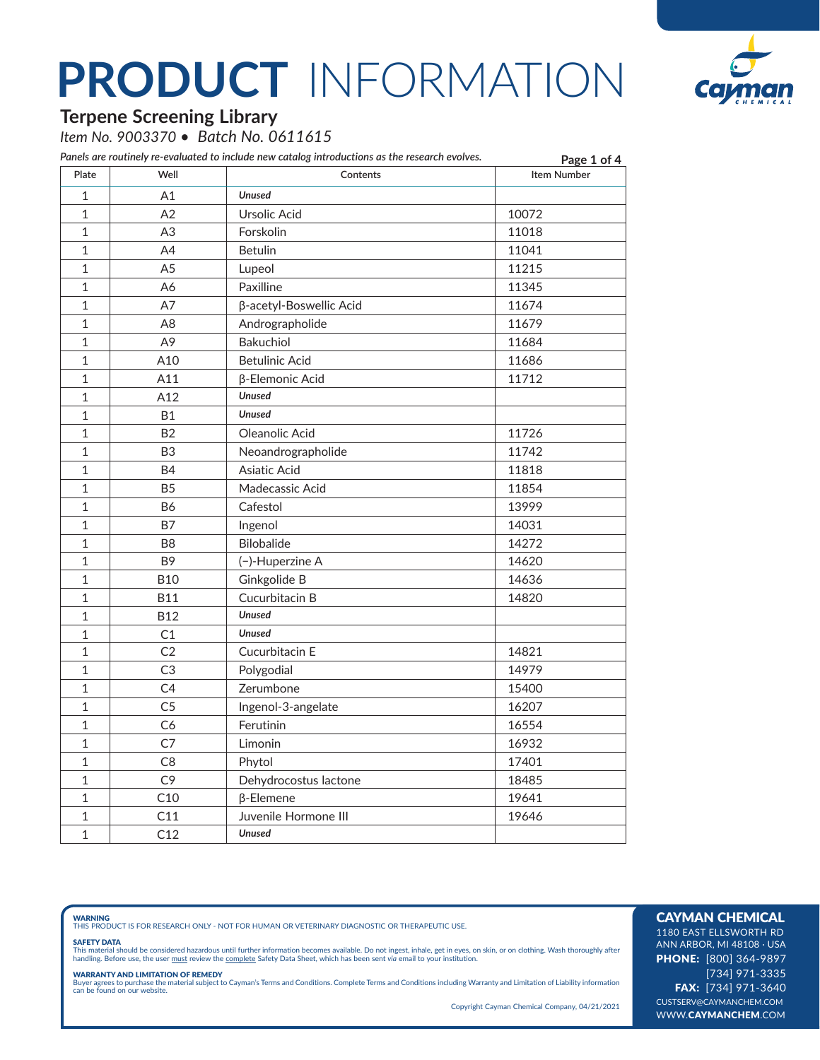# PRODUCT INFORMATION

## Terpene Screening Library

*Item No. 9003370 • Batch No. 0611615*

*Panels are routinely re-evaluated to include new catalog introductions as the research evolves.*

| Plate | Well | Contents | Item Number |
|---|---|---|---|
| 1 | A1 | ***Unused*** | |
| 1 | A2 | Ursolic Acid | 10072 |
| 1 | A3 | Forskolin | 11018 |
| 1 | A4 | Betulin | 11041 |
| 1 | A5 | Lupeol | 11215 |
| 1 | A6 | Paxilline | 11345 |
| 1 | A7 | β-acetyl-Boswellic Acid | 11674 |
| 1 | A8 | Andrographolide | 11679 |
| 1 | A9 | Bakuchiol | 11684 |
| 1 | A10 | Betulinic Acid | 11686 |
| 1 | A11 | β-Elemonic Acid | 11712 |
| 1 | A12 | ***Unused*** | |
| 1 | B1 | ***Unused*** | |
| 1 | B2 | Oleanolic Acid | 11726 |
| 1 | B3 | Neoandrographolide | 11742 |
| 1 | B4 | Asiatic Acid | 11818 |
| 1 | B5 | Madecassic Acid | 11854 |
| 1 | B6 | Cafestol | 13999 |
| 1 | B7 | Ingenol | 14031 |
| 1 | B8 | Bilobalide | 14272 |
| 1 | B9 | (−)-Huperzine A | 14620 |
| 1 | B10 | Ginkgolide B | 14636 |
| 1 | B11 | Cucurbitacin B | 14820 |
| 1 | B12 | ***Unused*** | |
| 1 | C1 | ***Unused*** | |
| 1 | C2 | Cucurbitacin E | 14821 |
| 1 | C3 | Polygodial | 14979 |
| 1 | C4 | Zerumbone | 15400 |
| 1 | C5 | Ingenol-3-angelate | 16207 |
| 1 | C6 | Ferutinin | 16554 |
| 1 | C7 | Limonin | 16932 |
| 1 | C8 | Phytol | 17401 |
| 1 | C9 | Dehydrocostus lactone | 18485 |
| 1 | C10 | β-Elemene | 19641 |
| 1 | C11 | Juvenile Hormone III | 19646 |
| 1 | C12 | ***Unused*** | |

**WARNING**
THIS PRODUCT IS FOR RESEARCH ONLY - NOT FOR HUMAN OR VETERINARY DIAGNOSTIC OR THERAPEUTIC USE.

**SAFETY DATA**
This material should be considered hazardous until further information becomes available. Do not ingest, inhale, get in eyes, on skin, or on clothing. Wash thoroughly after handling. Before use, the user must review the complete Safety Data Sheet, which has been sent *via* email to your institution.

**WARRANTY AND LIMITATION OF REMEDY**
Buyer agrees to purchase the material subject to Cayman's Terms and Conditions. Complete Terms and Conditions including Warranty and Limitation of Liability information can be found on our website.

Copyright Cayman Chemical Company, 04/21/2021

**CAYMAN CHEMICAL**
1180 EAST ELLSWORTH RD
ANN ARBOR, MI 48108 · USA
**PHONE:** [800] 364-9897
[734] 971-3335
**FAX:** [734] 971-3640
CUSTSERV@CAYMANCHEM.COM
WWW.**CAYMANCHEM**.COM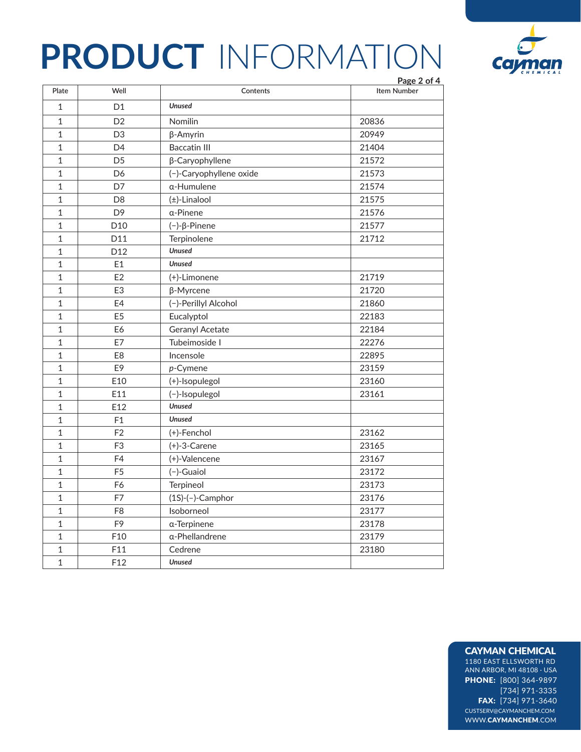| Plate | Well | Contents | Item Number |
|---|---|---|---|
| 1 | D1 | ***Unused*** | |
| 1 | D2 | Nomilin | 20836 |
| 1 | D3 | β-Amyrin | 20949 |
| 1 | D4 | Baccatin III | 21404 |
| 1 | D5 | β-Caryophyllene | 21572 |
| 1 | D6 | (−)-Caryophyllene oxide | 21573 |
| 1 | D7 | α-Humulene | 21574 |
| 1 | D8 | (±)-Linalool | 21575 |
| 1 | D9 | α-Pinene | 21576 |
| 1 | D10 | (−)-β-Pinene | 21577 |
| 1 | D11 | Terpinolene | 21712 |
| 1 | D12 | ***Unused*** | |
| 1 | E1 | ***Unused*** | |
| 1 | E2 | (+)-Limonene | 21719 |
| 1 | E3 | β-Myrcene | 21720 |
| 1 | E4 | (−)-Perillyl Alcohol | 21860 |
| 1 | E5 | Eucalyptol | 22183 |
| 1 | E6 | Geranyl Acetate | 22184 |
| 1 | E7 | Tubeimoside I | 22276 |
| 1 | E8 | Incensole | 22895 |
| 1 | E9 | *p*-Cymene | 23159 |
| 1 | E10 | (+)-Isopulegol | 23160 |
| 1 | E11 | (−)-Isopulegol | 23161 |
| 1 | E12 | ***Unused*** | |
| 1 | F1 | ***Unused*** | |
| 1 | F2 | (+)-Fenchol | 23162 |
| 1 | F3 | (+)-3-Carene | 23165 |
| 1 | F4 | (+)-Valencene | 23167 |
| 1 | F5 | (−)-Guaiol | 23172 |
| 1 | F6 | Terpineol | 23173 |
| 1 | F7 | (1S)-(−)-Camphor | 23176 |
| 1 | F8 | Isoborneol | 23177 |
| 1 | F9 | α-Terpinene | 23178 |
| 1 | F10 | α-Phellandrene | 23179 |
| 1 | F11 | Cedrene | 23180 |
| 1 | F12 | ***Unused*** | |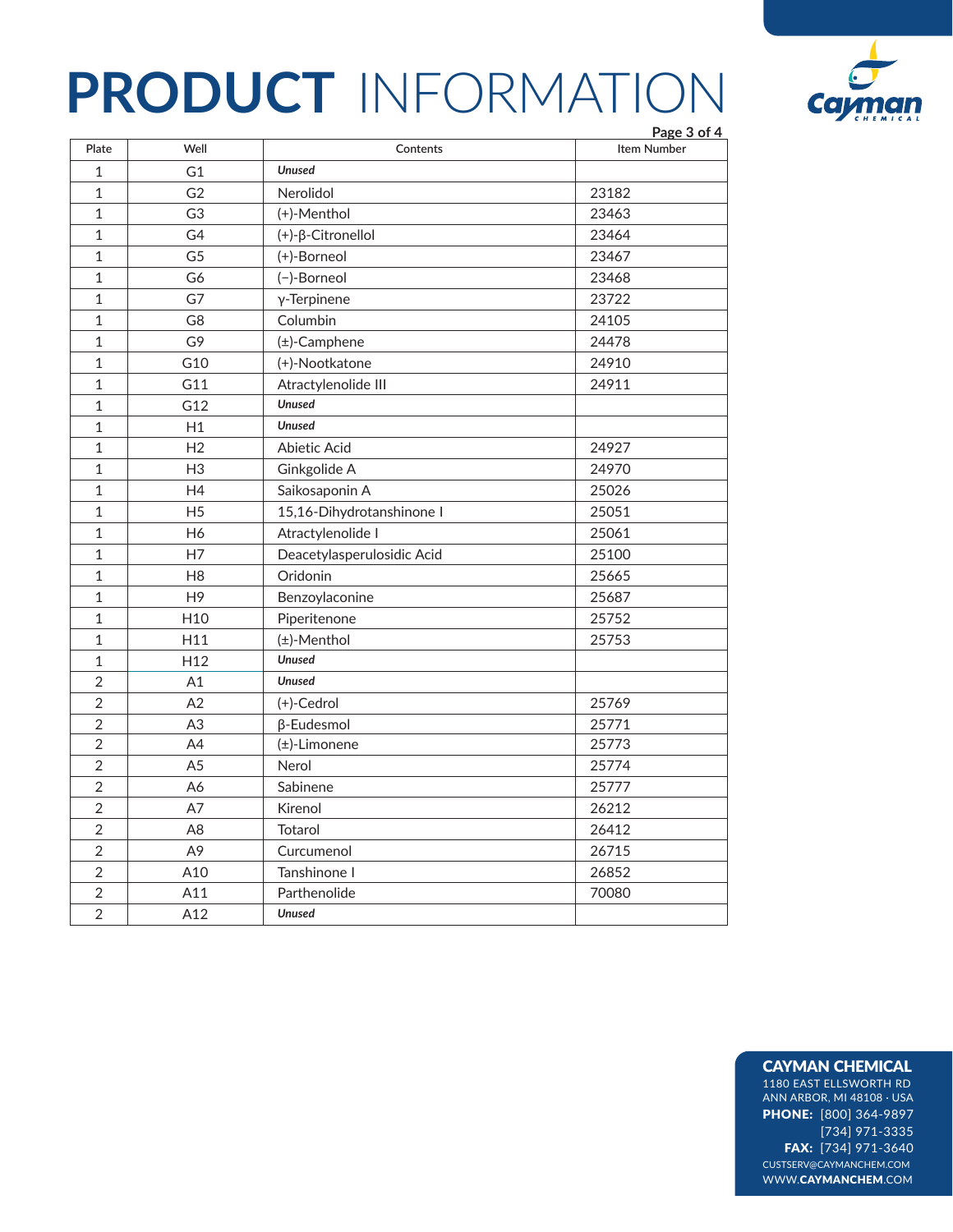| Plate | Well | Contents | Item Number |
|---|---|---|---|
| 1 | G1 | ***Unused*** | |
| 1 | G2 | Nerolidol | 23182 |
| 1 | G3 | (+)-Menthol | 23463 |
| 1 | G4 | (+)-β-Citronellol | 23464 |
| 1 | G5 | (+)-Borneol | 23467 |
| 1 | G6 | (−)-Borneol | 23468 |
| 1 | G7 | γ-Terpinene | 23722 |
| 1 | G8 | Columbin | 24105 |
| 1 | G9 | (±)-Camphene | 24478 |
| 1 | G10 | (+)-Nootkatone | 24910 |
| 1 | G11 | Atractylenolide III | 24911 |
| 1 | G12 | ***Unused*** | |
| 1 | H1 | ***Unused*** | |
| 1 | H2 | Abietic Acid | 24927 |
| 1 | H3 | Ginkgolide A | 24970 |
| 1 | H4 | Saikosaponin A | 25026 |
| 1 | H5 | 15,16-Dihydrotanshinone I | 25051 |
| 1 | H6 | Atractylenolide I | 25061 |
| 1 | H7 | Deacetylasperulosidic Acid | 25100 |
| 1 | H8 | Oridonin | 25665 |
| 1 | H9 | Benzoylaconine | 25687 |
| 1 | H10 | Piperitenone | 25752 |
| 1 | H11 | (±)-Menthol | 25753 |
| 1 | H12 | ***Unused*** | |
| 2 | A1 | ***Unused*** | |
| 2 | A2 | (+)-Cedrol | 25769 |
| 2 | A3 | β-Eudesmol | 25771 |
| 2 | A4 | (±)-Limonene | 25773 |
| 2 | A5 | Nerol | 25774 |
| 2 | A6 | Sabinene | 25777 |
| 2 | A7 | Kirenol | 26212 |
| 2 | A8 | Totarol | 26412 |
| 2 | A9 | Curcumenol | 26715 |
| 2 | A10 | Tanshinone I | 26852 |
| 2 | A11 | Parthenolide | 70080 |
| 2 | A12 | ***Unused*** | |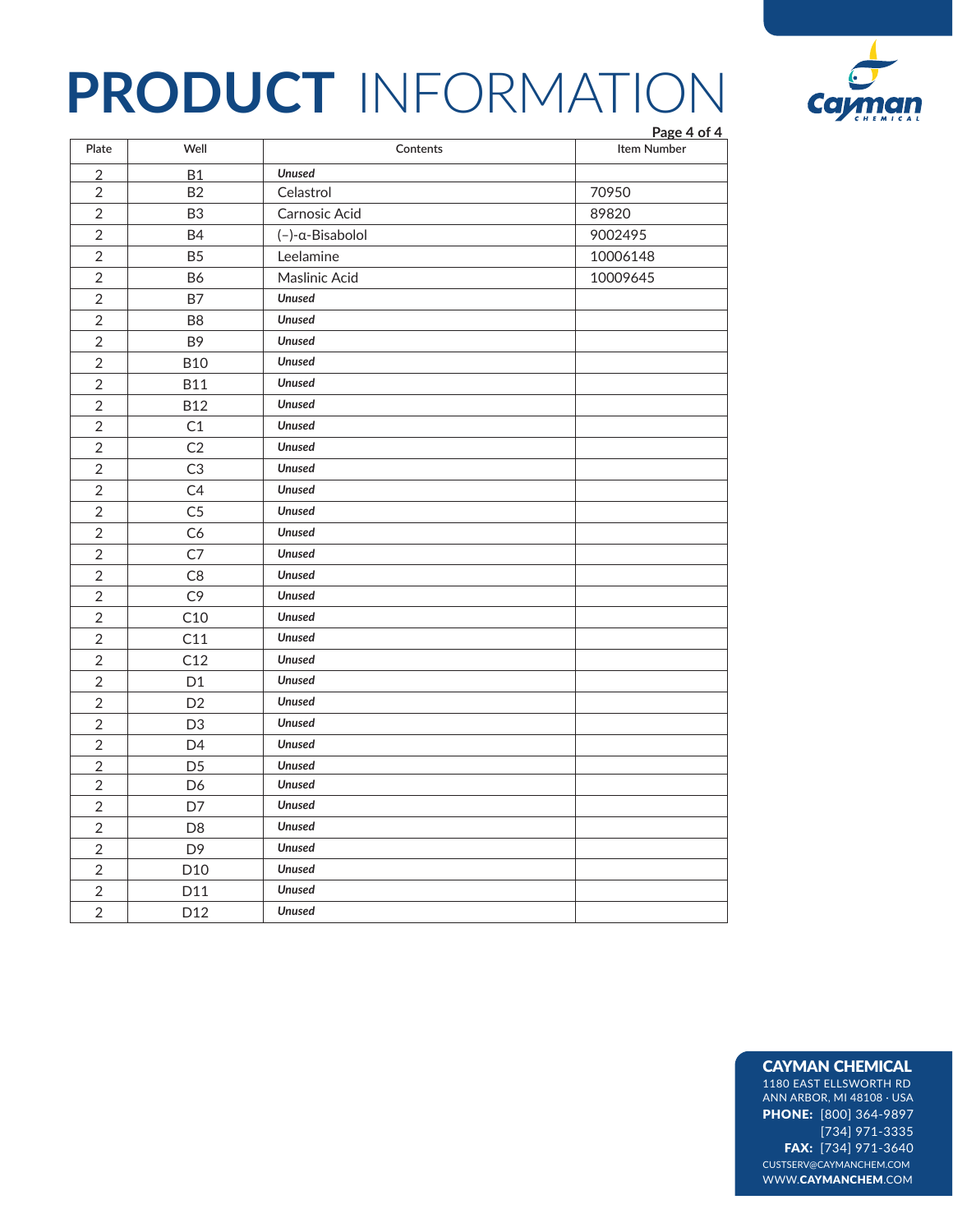# PRODUCT INFORMATION

| Plate | Well | Contents | Item Number |
|---|---|---|---|
| 2 | B1 | *Unused* | |
| 2 | B2 | Celastrol | 70950 |
| 2 | B3 | Carnosic Acid | 89820 |
| 2 | B4 | (–)-α-Bisabolol | 9002495 |
| 2 | B5 | Leelamine | 10006148 |
| 2 | B6 | Maslinic Acid | 10009645 |
| 2 | B7 | *Unused* | |
| 2 | B8 | *Unused* | |
| 2 | B9 | *Unused* | |
| 2 | B10 | *Unused* | |
| 2 | B11 | *Unused* | |
| 2 | B12 | *Unused* | |
| 2 | C1 | *Unused* | |
| 2 | C2 | *Unused* | |
| 2 | C3 | *Unused* | |
| 2 | C4 | *Unused* | |
| 2 | C5 | *Unused* | |
| 2 | C6 | *Unused* | |
| 2 | C7 | *Unused* | |
| 2 | C8 | *Unused* | |
| 2 | C9 | *Unused* | |
| 2 | C10 | *Unused* | |
| 2 | C11 | *Unused* | |
| 2 | C12 | *Unused* | |
| 2 | D1 | *Unused* | |
| 2 | D2 | *Unused* | |
| 2 | D3 | *Unused* | |
| 2 | D4 | *Unused* | |
| 2 | D5 | *Unused* | |
| 2 | D6 | *Unused* | |
| 2 | D7 | *Unused* | |
| 2 | D8 | *Unused* | |
| 2 | D9 | *Unused* | |
| 2 | D10 | *Unused* | |
| 2 | D11 | *Unused* | |
| 2 | D12 | *Unused* | |

**CAYMAN CHEMICAL**
1180 EAST ELLSWORTH RD
ANN ARBOR, MI 48108 · USA
**PHONE:** [800] 364-9897
[734] 971-3335
**FAX:** [734] 971-3640
CUSTSERV@CAYMANCHEM.COM
WWW.**CAYMANCHEM**.COM